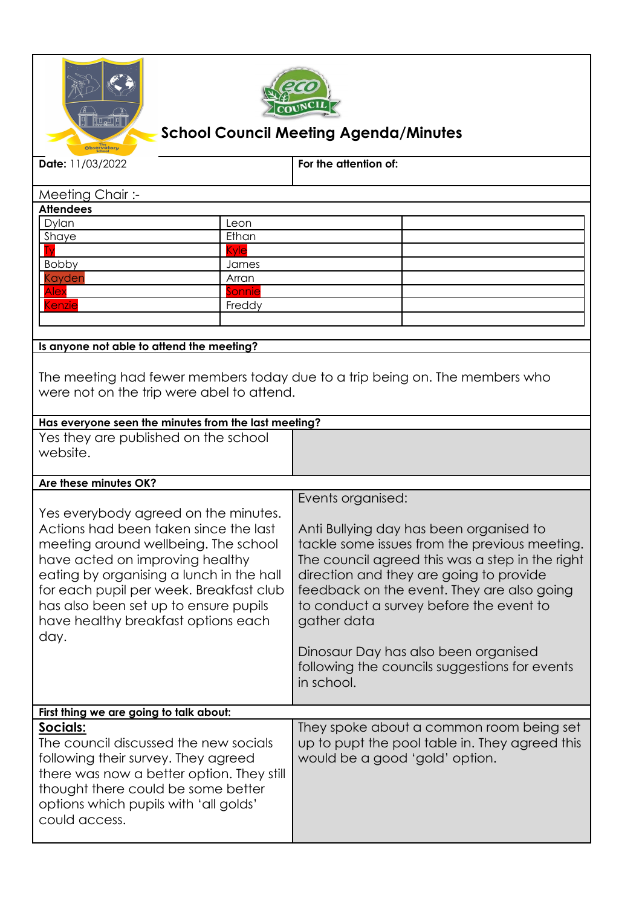# School Council Meeting Agenda/Minutes

| **Date:** 11/03/2022 | **For the attention of:** |
|---|---|

Meeting Chair :-

**Attendees**

| | | |
|---|---|---|
| Dylan | Leon | |
| Shaye | Ethan | |
| Ty | Kyle | |
| Bobby | James | |
| Kayden | Arran | |
| Alex | Sonnie | |
| Kenzie | Freddy | |
| | | |

**Is anyone not able to attend the meeting?**

The meeting had fewer members today due to a trip being on. The members who were not on the trip were abel to attend.

**Has everyone seen the minutes from the last meeting?**

Yes they are published on the school website.

**Are these minutes OK?**

Yes everybody agreed on the minutes. Actions had been taken since the last meeting around wellbeing. The school have acted on improving healthy eating by organising a lunch in the hall for each pupil per week. Breakfast club has also been set up to ensure pupils have healthy breakfast options each day.

Events organised:

Anti Bullying day has been organised to tackle some issues from the previous meeting. The council agreed this was a step in the right direction and they are going to provide feedback on the event. They are also going to conduct a survey before the event to gather data

Dinosaur Day has also been organised following the councils suggestions for events in school.

**First thing we are going to talk about:**

**Socials:**

The council discussed the new socials following their survey. They agreed there was now a better option. They still thought there could be some better options which pupils with 'all golds' could access.

They spoke about a common room being set up to pupt the pool table in. They agreed this would be a good 'gold' option.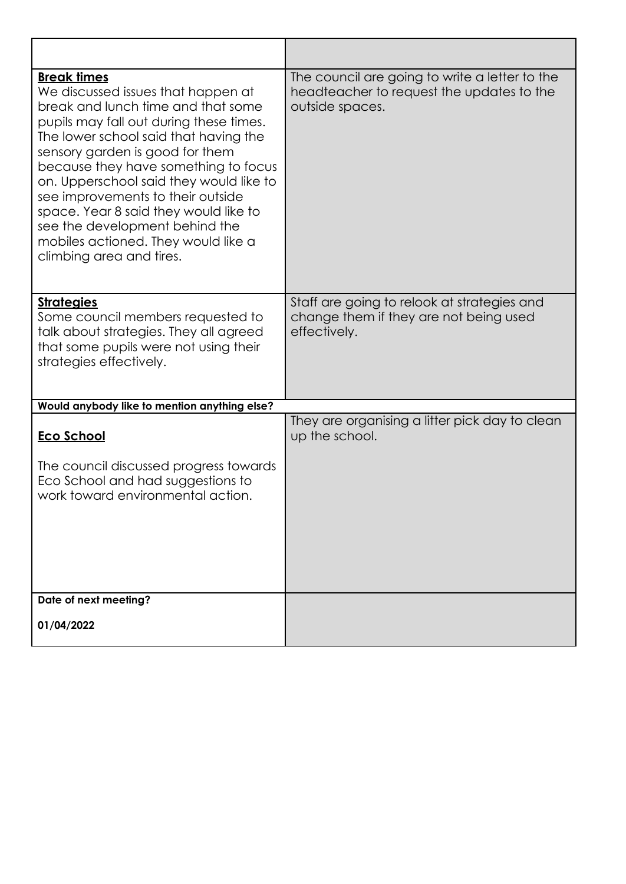| | |
|---|---|
| **Break times**<br>We discussed issues that happen at break and lunch time and that some pupils may fall out during these times. The lower school said that having the sensory garden is good for them because they have something to focus on. Upperschool said they would like to see improvements to their outside space. Year 8 said they would like to see the development behind the mobiles actioned. They would like a climbing area and tires. | The council are going to write a letter to the headteacher to request the updates to the outside spaces. |
| **Strategies**<br>Some council members requested to talk about strategies. They all agreed that some pupils were not using their strategies effectively. | Staff are going to relook at strategies and change them if they are not being used effectively. |
| **Would anybody like to mention anything else?** | |
| **Eco School**<br><br>The council discussed progress towards Eco School and had suggestions to work toward environmental action. | They are organising a litter pick day to clean up the school. |
| **Date of next meeting?**<br><br>**01/04/2022** | |